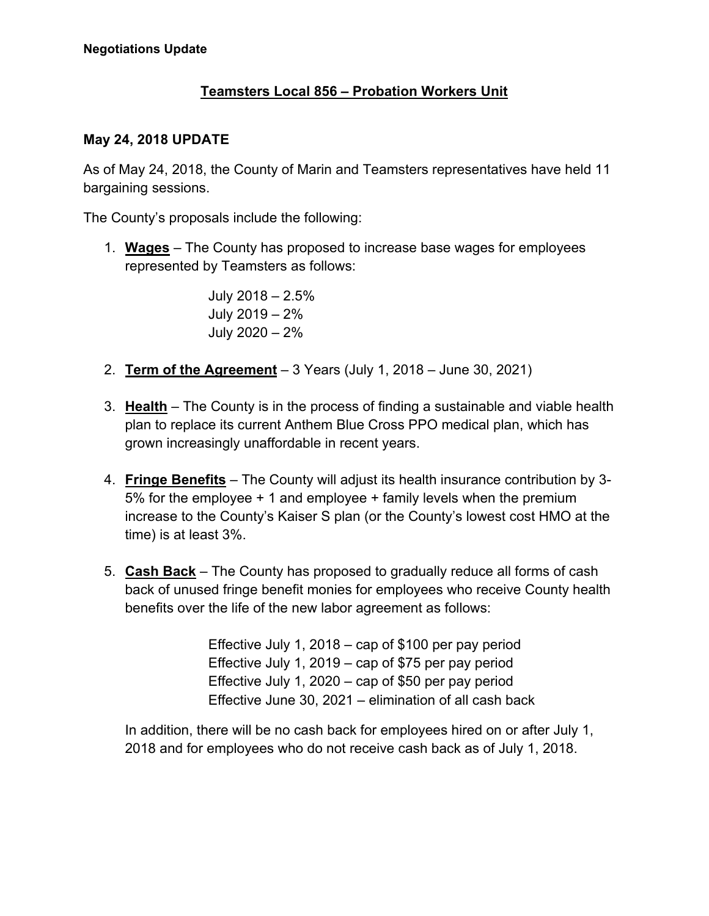**Negotiations Update**

# Teamsters Local 856 – Probation Workers Unit

## May 24, 2018 UPDATE

As of May 24, 2018, the County of Marin and Teamsters representatives have held 11 bargaining sessions.

The County's proposals include the following:

1. **Wages** – The County has proposed to increase base wages for employees represented by Teamsters as follows:

   July 2018 – 2.5%
   July 2019 – 2%
   July 2020 – 2%

2. **Term of the Agreement** – 3 Years (July 1, 2018 – June 30, 2021)

3. **Health** – The County is in the process of finding a sustainable and viable health plan to replace its current Anthem Blue Cross PPO medical plan, which has grown increasingly unaffordable in recent years.

4. **Fringe Benefits** – The County will adjust its health insurance contribution by 3-5% for the employee + 1 and employee + family levels when the premium increase to the County's Kaiser S plan (or the County's lowest cost HMO at the time) is at least 3%.

5. **Cash Back** – The County has proposed to gradually reduce all forms of cash back of unused fringe benefit monies for employees who receive County health benefits over the life of the new labor agreement as follows:

   Effective July 1, 2018 – cap of $100 per pay period
   Effective July 1, 2019 – cap of $75 per pay period
   Effective July 1, 2020 – cap of $50 per pay period
   Effective June 30, 2021 – elimination of all cash back

   In addition, there will be no cash back for employees hired on or after July 1, 2018 and for employees who do not receive cash back as of July 1, 2018.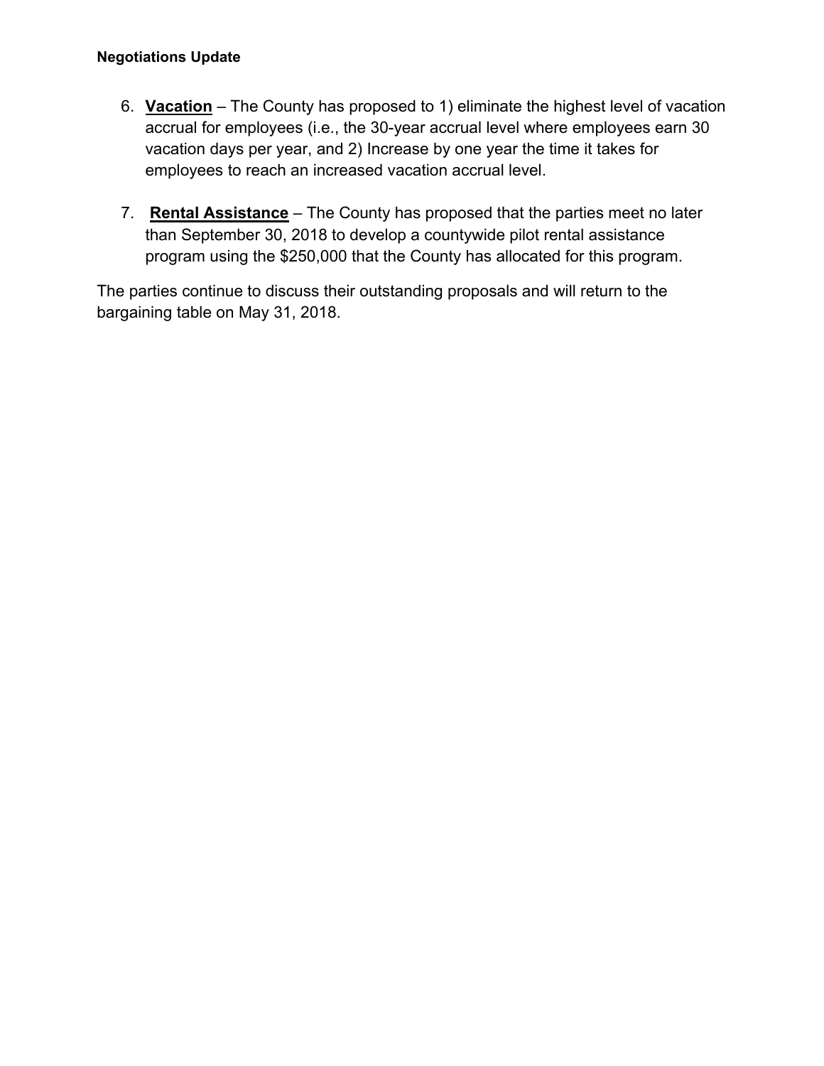6. **Vacation** – The County has proposed to 1) eliminate the highest level of vacation accrual for employees (i.e., the 30-year accrual level where employees earn 30 vacation days per year, and 2) Increase by one year the time it takes for employees to reach an increased vacation accrual level.

7. **Rental Assistance** – The County has proposed that the parties meet no later than September 30, 2018 to develop a countywide pilot rental assistance program using the $250,000 that the County has allocated for this program.

The parties continue to discuss their outstanding proposals and will return to the bargaining table on May 31, 2018.